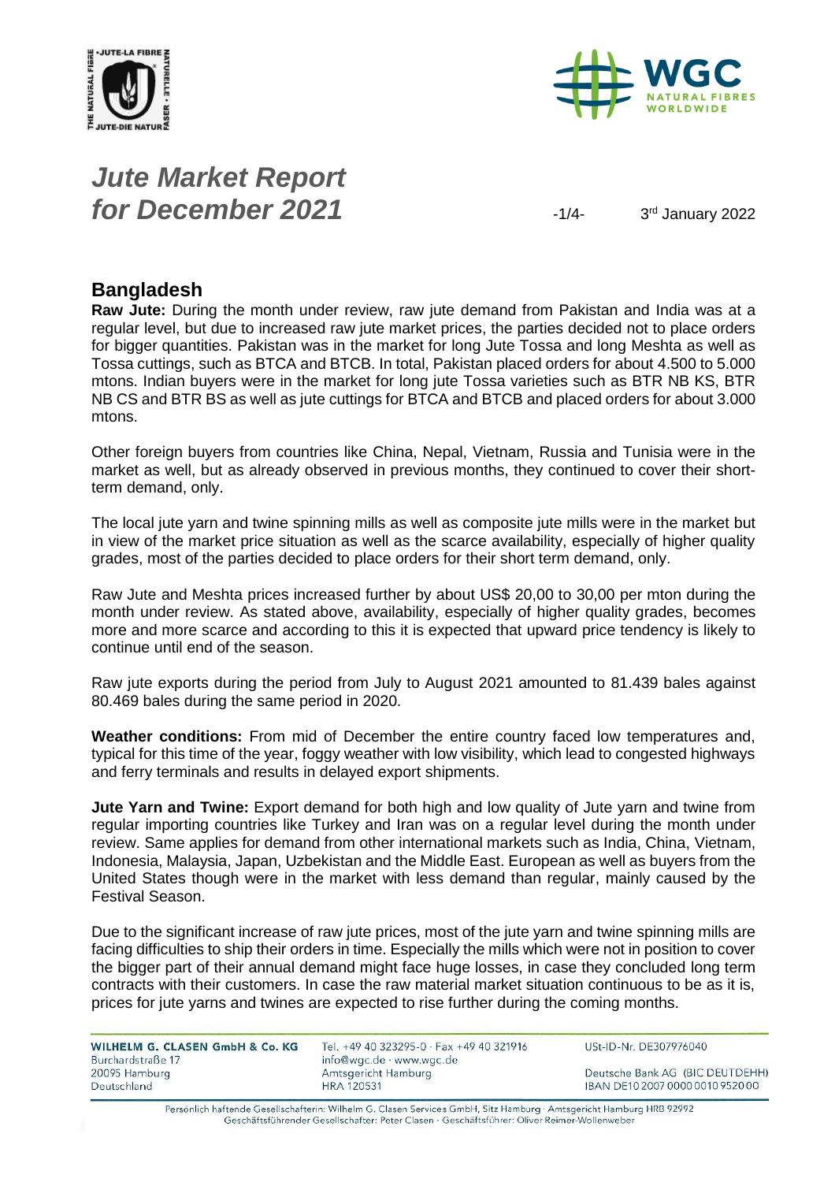# *Jute Market Report for December 2021*

3rd January 2022

## Bangladesh

**Raw Jute:** During the month under review, raw jute demand from Pakistan and India was at a regular level, but due to increased raw jute market prices, the parties decided not to place orders for bigger quantities. Pakistan was in the market for long Jute Tossa and long Meshta as well as Tossa cuttings, such as BTCA and BTCB. In total, Pakistan placed orders for about 4.500 to 5.000 mtons. Indian buyers were in the market for long jute Tossa varieties such as BTR NB KS, BTR NB CS and BTR BS as well as jute cuttings for BTCA and BTCB and placed orders for about 3.000 mtons.

Other foreign buyers from countries like China, Nepal, Vietnam, Russia and Tunisia were in the market as well, but as already observed in previous months, they continued to cover their short-term demand, only.

The local jute yarn and twine spinning mills as well as composite jute mills were in the market but in view of the market price situation as well as the scarce availability, especially of higher quality grades, most of the parties decided to place orders for their short term demand, only.

Raw Jute and Meshta prices increased further by about US$ 20,00 to 30,00 per mton during the month under review. As stated above, availability, especially of higher quality grades, becomes more and more scarce and according to this it is expected that upward price tendency is likely to continue until end of the season.

Raw jute exports during the period from July to August 2021 amounted to 81.439 bales against 80.469 bales during the same period in 2020.

**Weather conditions:** From mid of December the entire country faced low temperatures and, typical for this time of the year, foggy weather with low visibility, which lead to congested highways and ferry terminals and results in delayed export shipments.

**Jute Yarn and Twine:** Export demand for both high and low quality of Jute yarn and twine from regular importing countries like Turkey and Iran was on a regular level during the month under review. Same applies for demand from other international markets such as India, China, Vietnam, Indonesia, Malaysia, Japan, Uzbekistan and the Middle East. European as well as buyers from the United States though were in the market with less demand than regular, mainly caused by the Festival Season.

Due to the significant increase of raw jute prices, most of the jute yarn and twine spinning mills are facing difficulties to ship their orders in time. Especially the mills which were not in position to cover the bigger part of their annual demand might face huge losses, in case they concluded long term contracts with their customers. In case the raw material market situation continuous to be as it is, prices for jute yarns and twines are expected to rise further during the coming months.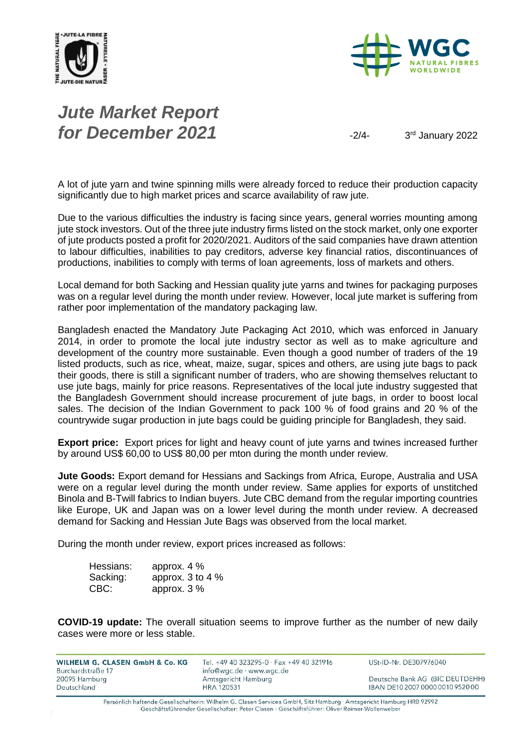A lot of jute yarn and twine spinning mills were already forced to reduce their production capacity significantly due to high market prices and scarce availability of raw jute.

Due to the various difficulties the industry is facing since years, general worries mounting among jute stock investors. Out of the three jute industry firms listed on the stock market, only one exporter of jute products posted a profit for 2020/2021. Auditors of the said companies have drawn attention to labour difficulties, inabilities to pay creditors, adverse key financial ratios, discontinuances of productions, inabilities to comply with terms of loan agreements, loss of markets and others.

Local demand for both Sacking and Hessian quality jute yarns and twines for packaging purposes was on a regular level during the month under review. However, local jute market is suffering from rather poor implementation of the mandatory packaging law.

Bangladesh enacted the Mandatory Jute Packaging Act 2010, which was enforced in January 2014, in order to promote the local jute industry sector as well as to make agriculture and development of the country more sustainable. Even though a good number of traders of the 19 listed products, such as rice, wheat, maize, sugar, spices and others, are using jute bags to pack their goods, there is still a significant number of traders, who are showing themselves reluctant to use jute bags, mainly for price reasons. Representatives of the local jute industry suggested that the Bangladesh Government should increase procurement of jute bags, in order to boost local sales. The decision of the Indian Government to pack 100 % of food grains and 20 % of the countrywide sugar production in jute bags could be guiding principle for Bangladesh, they said.

**Export price:** Export prices for light and heavy count of jute yarns and twines increased further by around US$ 60,00 to US$ 80,00 per mton during the month under review.

**Jute Goods:** Export demand for Hessians and Sackings from Africa, Europe, Australia and USA were on a regular level during the month under review. Same applies for exports of unstitched Binola and B-Twill fabrics to Indian buyers. Jute CBC demand from the regular importing countries like Europe, UK and Japan was on a lower level during the month under review. A decreased demand for Sacking and Hessian Jute Bags was observed from the local market.

During the month under review, export prices increased as follows:

| | |
|---|---|
| Hessians: | approx. 4 % |
| Sacking: | approx. 3 to 4 % |
| CBC: | approx. 3 % |

**COVID-19 update:** The overall situation seems to improve further as the number of new daily cases were more or less stable.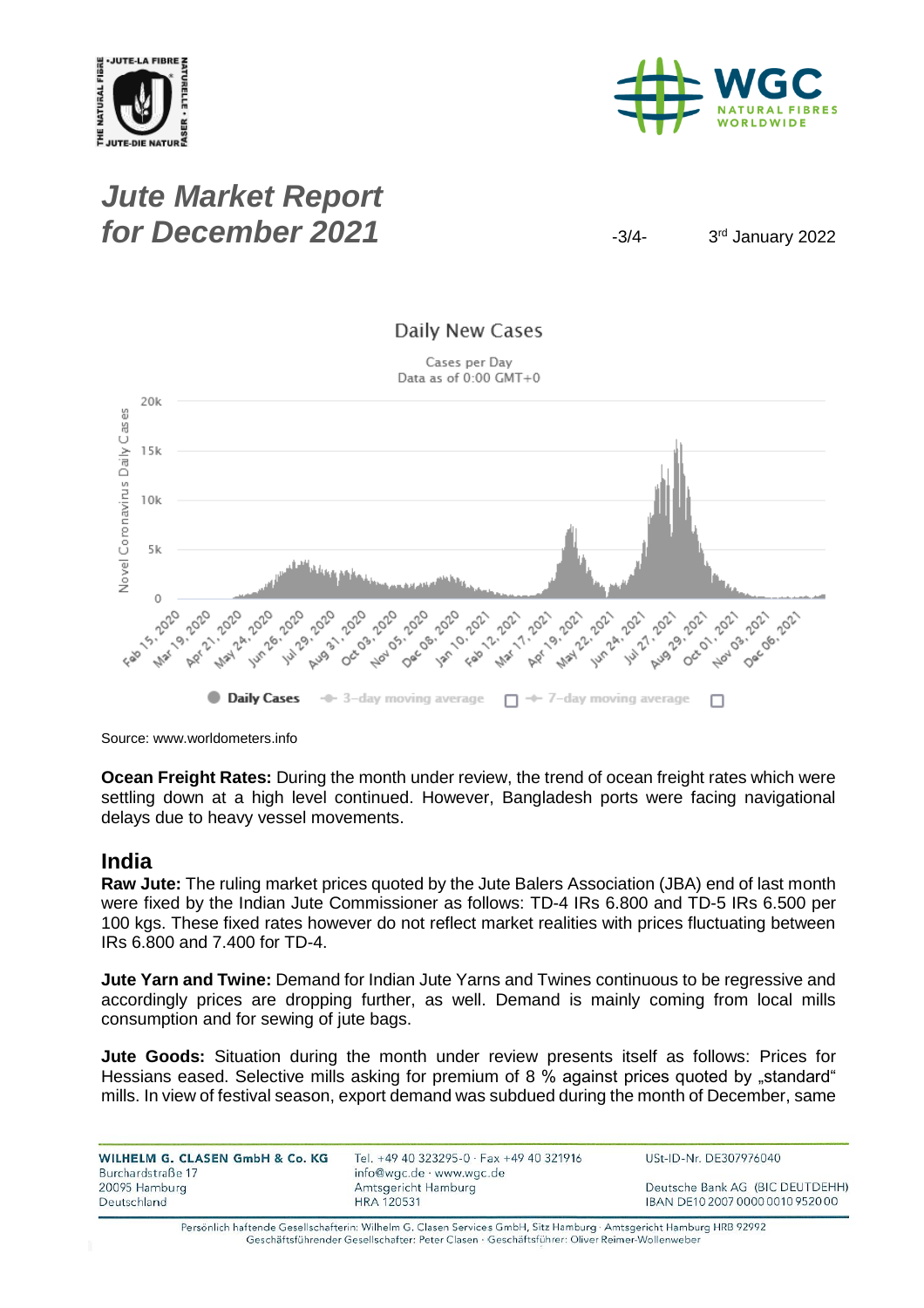Daily New Cases

Cases per Day
Data as of 0:00 GMT+0

Source: www.worldometers.info

**Ocean Freight Rates:** During the month under review, the trend of ocean freight rates which were settling down at a high level continued. However, Bangladesh ports were facing navigational delays due to heavy vessel movements.

## India

**Raw Jute:** The ruling market prices quoted by the Jute Balers Association (JBA) end of last month were fixed by the Indian Jute Commissioner as follows: TD-4 IRs 6.800 and TD-5 IRs 6.500 per 100 kgs. These fixed rates however do not reflect market realities with prices fluctuating between IRs 6.800 and 7.400 for TD-4.

**Jute Yarn and Twine:** Demand for Indian Jute Yarns and Twines continuous to be regressive and accordingly prices are dropping further, as well. Demand is mainly coming from local mills consumption and for sewing of jute bags.

**Jute Goods:** Situation during the month under review presents itself as follows: Prices for Hessians eased. Selective mills asking for premium of 8 % against prices quoted by „standard" mills. In view of festival season, export demand was subdued during the month of December, same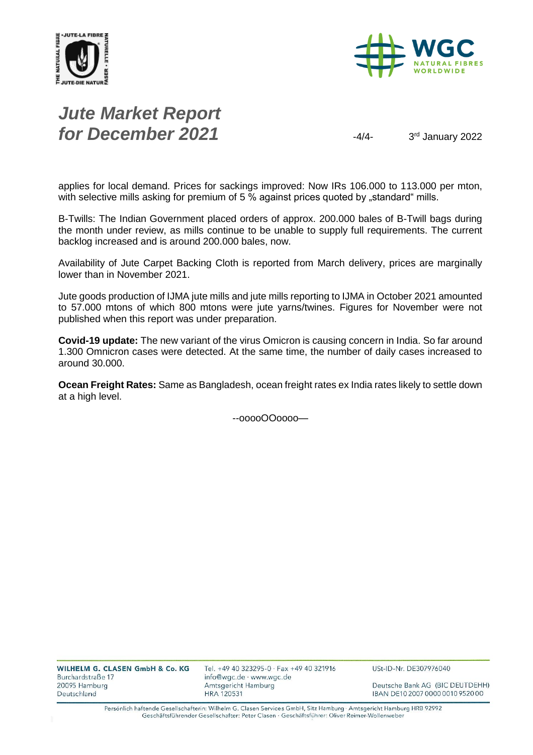applies for local demand. Prices for sackings improved: Now IRs 106.000 to 113.000 per mton, with selective mills asking for premium of 5 % against prices quoted by „standard“ mills.

B-Twills: The Indian Government placed orders of approx. 200.000 bales of B-Twill bags during the month under review, as mills continue to be unable to supply full requirements. The current backlog increased and is around 200.000 bales, now.

Availability of Jute Carpet Backing Cloth is reported from March delivery, prices are marginally lower than in November 2021.

Jute goods production of IJMA jute mills and jute mills reporting to IJMA in October 2021 amounted to 57.000 mtons of which 800 mtons were jute yarns/twines. Figures for November were not published when this report was under preparation.

**Covid-19 update:** The new variant of the virus Omicron is causing concern in India. So far around 1.300 Omnicron cases were detected. At the same time, the number of daily cases increased to around 30.000.

**Ocean Freight Rates:** Same as Bangladesh, ocean freight rates ex India rates likely to settle down at a high level.

--ooooOOoooo—